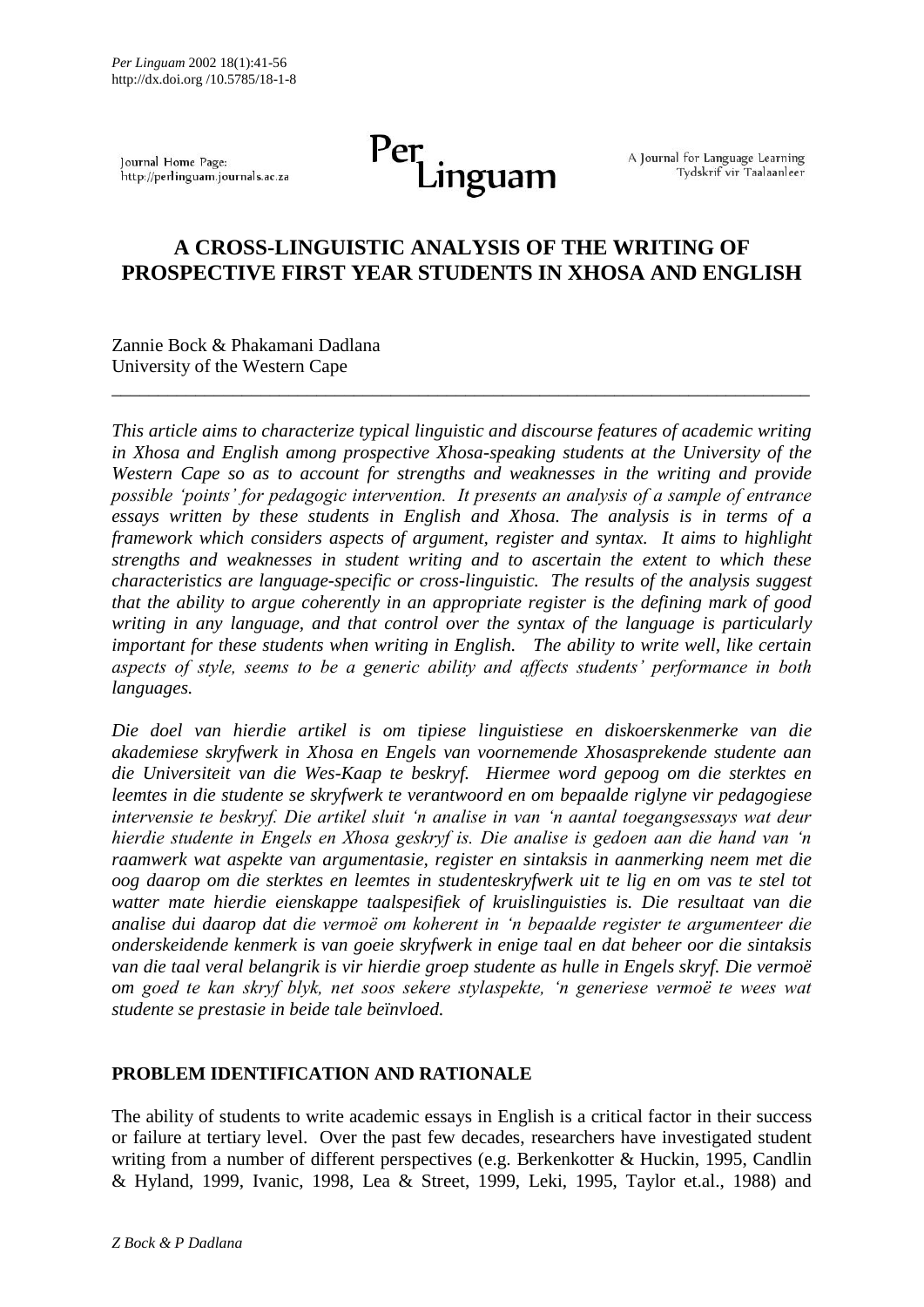# A CROSS-LINGUISTIC ANALYSIS OF THE WRITING OF PROSPECTIVE FIRST YEAR STUDENTS IN XHOSA AND ENGLISH

Zannie Bock & Phakamani Dadlana
University of the Western Cape

---

*This article aims to characterize typical linguistic and discourse features of academic writing in Xhosa and English among prospective Xhosa-speaking students at the University of the Western Cape so as to account for strengths and weaknesses in the writing and provide possible 'points' for pedagogic intervention. It presents an analysis of a sample of entrance essays written by these students in English and Xhosa. The analysis is in terms of a framework which considers aspects of argument, register and syntax. It aims to highlight strengths and weaknesses in student writing and to ascertain the extent to which these characteristics are language-specific or cross-linguistic. The results of the analysis suggest that the ability to argue coherently in an appropriate register is the defining mark of good writing in any language, and that control over the syntax of the language is particularly important for these students when writing in English. The ability to write well, like certain aspects of style, seems to be a generic ability and affects students' performance in both languages.*

*Die doel van hierdie artikel is om tipiese linguistiese en diskoerskenmerke van die akademiese skryfwerk in Xhosa en Engels van voornemende Xhosasprekende studente aan die Universiteit van die Wes-Kaap te beskryf. Hiermee word gepoog om die sterktes en leemtes in die studente se skryfwerk te verantwoord en om bepaalde riglyne vir pedagogiese intervensie te beskryf. Die artikel sluit 'n analise in van 'n aantal toegangsessays wat deur hierdie studente in Engels en Xhosa geskryf is. Die analise is gedoen aan die hand van 'n raamwerk wat aspekte van argumentasie, register en sintaksis in aanmerking neem met die oog daarop om die sterktes en leemtes in studenteskryfwerk uit te lig en om vas te stel tot watter mate hierdie eienskappe taalspesifiek of kruislinguisties is. Die resultaat van die analise dui daarop dat die vermoë om koherent in 'n bepaalde register te argumenteer die onderskeidende kenmerk is van goeie skryfwerk in enige taal en dat beheer oor die sintaksis van die taal veral belangrik is vir hierdie groep studente as hulle in Engels skryf. Die vermoë om goed te kan skryf blyk, net soos sekere stylaspekte, 'n generiese vermoë te wees wat studente se prestasie in beide tale beïnvloed.*

## PROBLEM IDENTIFICATION AND RATIONALE

The ability of students to write academic essays in English is a critical factor in their success or failure at tertiary level. Over the past few decades, researchers have investigated student writing from a number of different perspectives (e.g. Berkenkotter & Huckin, 1995, Candlin & Hyland, 1999, Ivanic, 1998, Lea & Street, 1999, Leki, 1995, Taylor et.al., 1988) and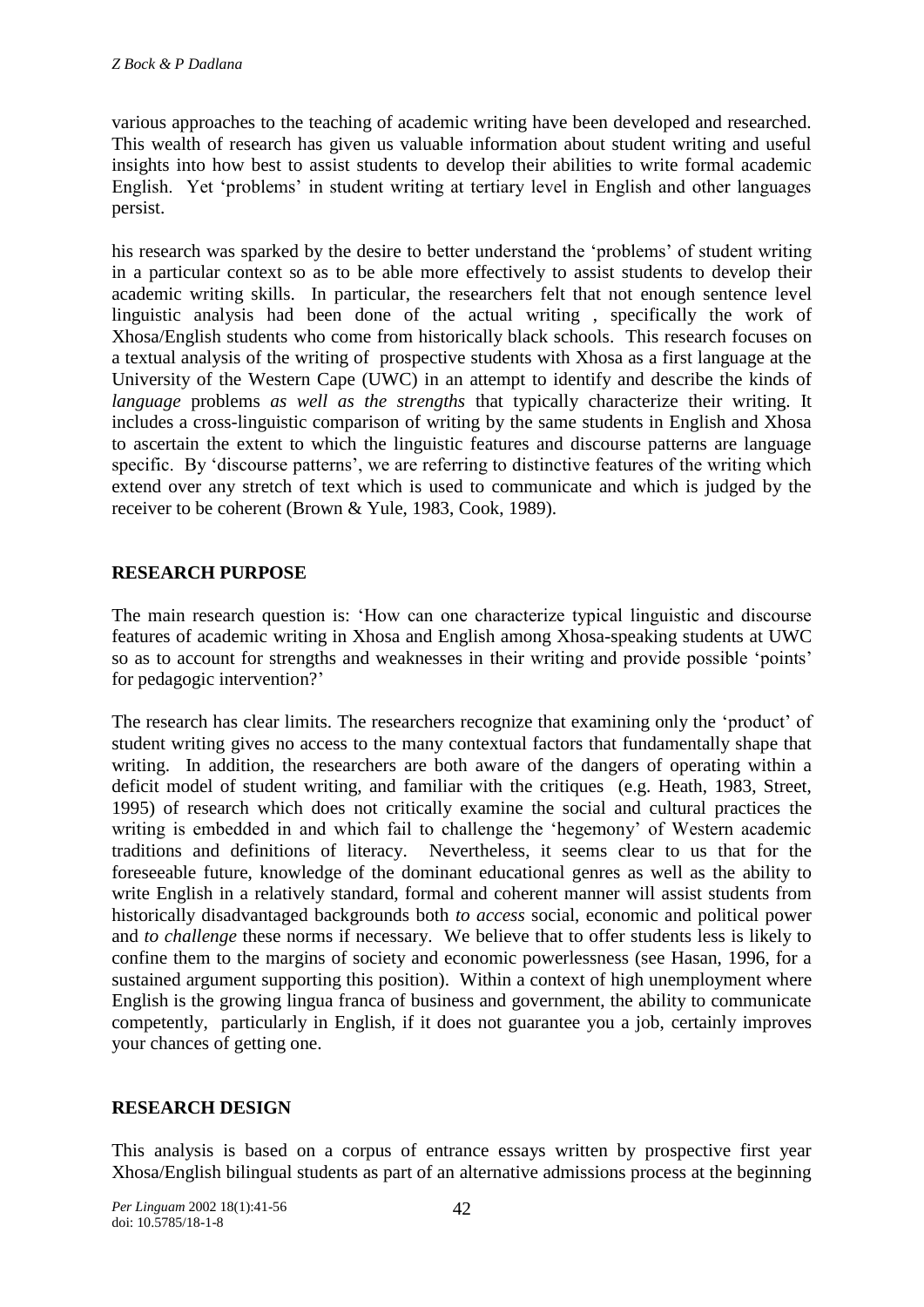various approaches to the teaching of academic writing have been developed and researched. This wealth of research has given us valuable information about student writing and useful insights into how best to assist students to develop their abilities to write formal academic English. Yet 'problems' in student writing at tertiary level in English and other languages persist.

his research was sparked by the desire to better understand the 'problems' of student writing in a particular context so as to be able more effectively to assist students to develop their academic writing skills. In particular, the researchers felt that not enough sentence level linguistic analysis had been done of the actual writing , specifically the work of Xhosa/English students who come from historically black schools. This research focuses on a textual analysis of the writing of prospective students with Xhosa as a first language at the University of the Western Cape (UWC) in an attempt to identify and describe the kinds of *language* problems *as well as the strengths* that typically characterize their writing. It includes a cross-linguistic comparison of writing by the same students in English and Xhosa to ascertain the extent to which the linguistic features and discourse patterns are language specific. By 'discourse patterns', we are referring to distinctive features of the writing which extend over any stretch of text which is used to communicate and which is judged by the receiver to be coherent (Brown & Yule, 1983, Cook, 1989).

## RESEARCH PURPOSE

The main research question is: 'How can one characterize typical linguistic and discourse features of academic writing in Xhosa and English among Xhosa-speaking students at UWC so as to account for strengths and weaknesses in their writing and provide possible 'points' for pedagogic intervention?'

The research has clear limits. The researchers recognize that examining only the 'product' of student writing gives no access to the many contextual factors that fundamentally shape that writing. In addition, the researchers are both aware of the dangers of operating within a deficit model of student writing, and familiar with the critiques (e.g. Heath, 1983, Street, 1995) of research which does not critically examine the social and cultural practices the writing is embedded in and which fail to challenge the 'hegemony' of Western academic traditions and definitions of literacy. Nevertheless, it seems clear to us that for the foreseeable future, knowledge of the dominant educational genres as well as the ability to write English in a relatively standard, formal and coherent manner will assist students from historically disadvantaged backgrounds both *to access* social, economic and political power and *to challenge* these norms if necessary. We believe that to offer students less is likely to confine them to the margins of society and economic powerlessness (see Hasan, 1996, for a sustained argument supporting this position). Within a context of high unemployment where English is the growing lingua franca of business and government, the ability to communicate competently, particularly in English, if it does not guarantee you a job, certainly improves your chances of getting one.

## RESEARCH DESIGN

This analysis is based on a corpus of entrance essays written by prospective first year Xhosa/English bilingual students as part of an alternative admissions process at the beginning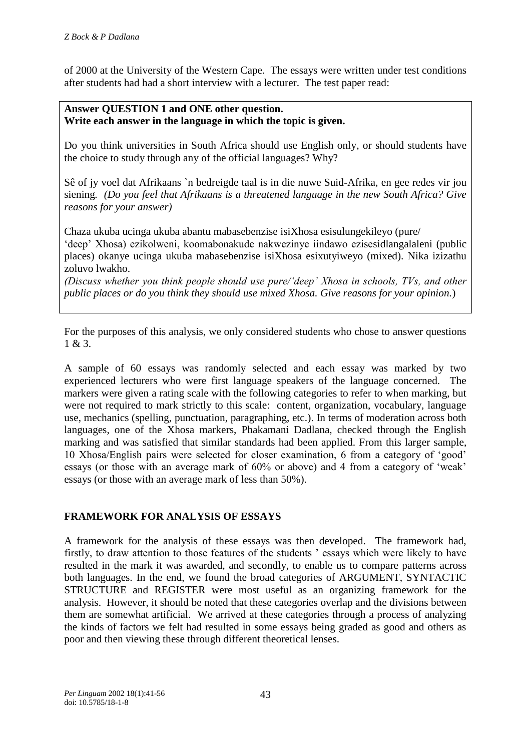of 2000 at the University of the Western Cape. The essays were written under test conditions after students had had a short interview with a lecturer. The test paper read:

> **Answer QUESTION 1 and ONE other question.**
> **Write each answer in the language in which the topic is given.**
>
> Do you think universities in South Africa should use English only, or should students have the choice to study through any of the official languages? Why?
>
> Sê of jy voel dat Afrikaans `n bedreigde taal is in die nuwe Suid-Afrika, en gee redes vir jou siening. *(Do you feel that Afrikaans is a threatened language in the new South Africa? Give reasons for your answer)*
>
> Chaza ukuba ucinga ukuba abantu mabasebenzise isiXhosa esisulungekileyo (pure/ 'deep' Xhosa) ezikolweni, koomabonakude nakwezinye iindawo ezisesidlangalaleni (public places) okanye ucinga ukuba mabasebenzise isiXhosa esixutyiweyo (mixed). Nika izizathu zoluvo lwakho.
> *(Discuss whether you think people should use pure/'deep' Xhosa in schools, TVs, and other public places or do you think they should use mixed Xhosa. Give reasons for your opinion.*)

For the purposes of this analysis, we only considered students who chose to answer questions 1 & 3.

A sample of 60 essays was randomly selected and each essay was marked by two experienced lecturers who were first language speakers of the language concerned. The markers were given a rating scale with the following categories to refer to when marking, but were not required to mark strictly to this scale: content, organization, vocabulary, language use, mechanics (spelling, punctuation, paragraphing, etc.). In terms of moderation across both languages, one of the Xhosa markers, Phakamani Dadlana, checked through the English marking and was satisfied that similar standards had been applied. From this larger sample, 10 Xhosa/English pairs were selected for closer examination, 6 from a category of 'good' essays (or those with an average mark of 60% or above) and 4 from a category of 'weak' essays (or those with an average mark of less than 50%).

## FRAMEWORK FOR ANALYSIS OF ESSAYS

A framework for the analysis of these essays was then developed. The framework had, firstly, to draw attention to those features of the students ' essays which were likely to have resulted in the mark it was awarded, and secondly, to enable us to compare patterns across both languages. In the end, we found the broad categories of ARGUMENT, SYNTACTIC STRUCTURE and REGISTER were most useful as an organizing framework for the analysis. However, it should be noted that these categories overlap and the divisions between them are somewhat artificial. We arrived at these categories through a process of analyzing the kinds of factors we felt had resulted in some essays being graded as good and others as poor and then viewing these through different theoretical lenses.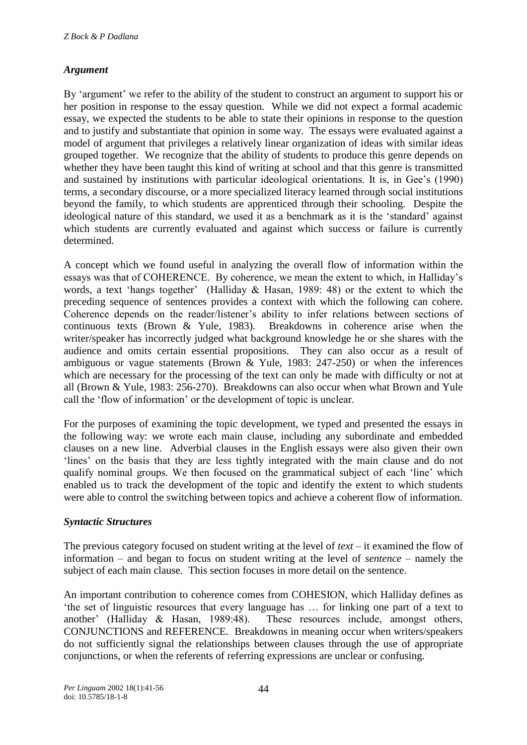### *Argument*

By 'argument' we refer to the ability of the student to construct an argument to support his or her position in response to the essay question. While we did not expect a formal academic essay, we expected the students to be able to state their opinions in response to the question and to justify and substantiate that opinion in some way. The essays were evaluated against a model of argument that privileges a relatively linear organization of ideas with similar ideas grouped together. We recognize that the ability of students to produce this genre depends on whether they have been taught this kind of writing at school and that this genre is transmitted and sustained by institutions with particular ideological orientations. It is, in Gee's (1990) terms, a secondary discourse, or a more specialized literacy learned through social institutions beyond the family, to which students are apprenticed through their schooling. Despite the ideological nature of this standard, we used it as a benchmark as it is the 'standard' against which students are currently evaluated and against which success or failure is currently determined.

A concept which we found useful in analyzing the overall flow of information within the essays was that of COHERENCE. By coherence, we mean the extent to which, in Halliday's words, a text 'hangs together' (Halliday & Hasan, 1989: 48) or the extent to which the preceding sequence of sentences provides a context with which the following can cohere. Coherence depends on the reader/listener's ability to infer relations between sections of continuous texts (Brown & Yule, 1983). Breakdowns in coherence arise when the writer/speaker has incorrectly judged what background knowledge he or she shares with the audience and omits certain essential propositions. They can also occur as a result of ambiguous or vague statements (Brown & Yule, 1983: 247-250) or when the inferences which are necessary for the processing of the text can only be made with difficulty or not at all (Brown & Yule, 1983: 256-270). Breakdowns can also occur when what Brown and Yule call the 'flow of information' or the development of topic is unclear.

For the purposes of examining the topic development, we typed and presented the essays in the following way: we wrote each main clause, including any subordinate and embedded clauses on a new line. Adverbial clauses in the English essays were also given their own 'lines' on the basis that they are less tightly integrated with the main clause and do not qualify nominal groups. We then focused on the grammatical subject of each 'line' which enabled us to track the development of the topic and identify the extent to which students were able to control the switching between topics and achieve a coherent flow of information.

### *Syntactic Structures*

The previous category focused on student writing at the level of *text* – it examined the flow of information – and began to focus on student writing at the level of *sentence* – namely the subject of each main clause. This section focuses in more detail on the sentence.

An important contribution to coherence comes from COHESION, which Halliday defines as 'the set of linguistic resources that every language has … for linking one part of a text to another' (Halliday & Hasan, 1989:48). These resources include, amongst others, CONJUNCTIONS and REFERENCE. Breakdowns in meaning occur when writers/speakers do not sufficiently signal the relationships between clauses through the use of appropriate conjunctions, or when the referents of referring expressions are unclear or confusing.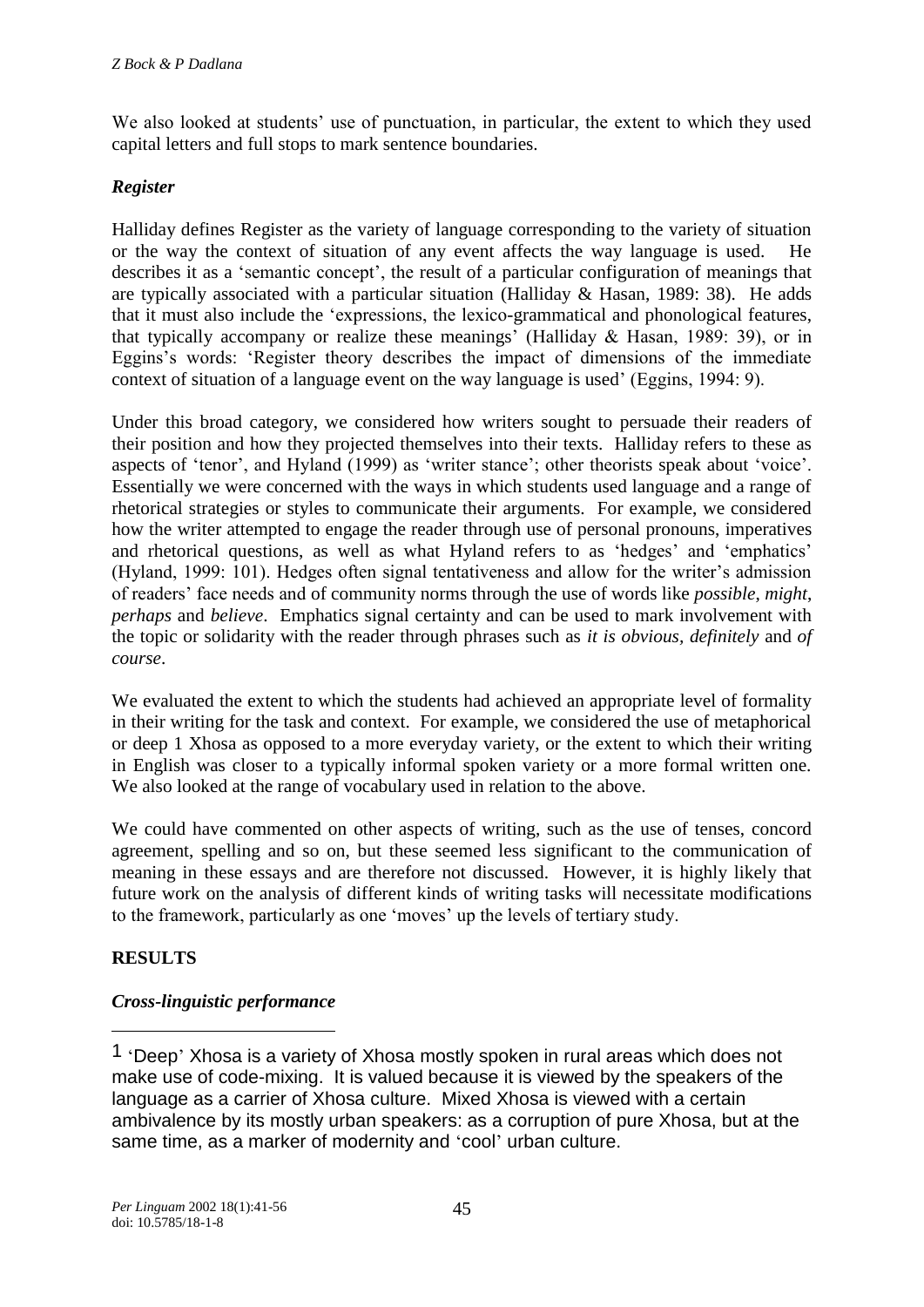We also looked at students' use of punctuation, in particular, the extent to which they used capital letters and full stops to mark sentence boundaries.

### *Register*

Halliday defines Register as the variety of language corresponding to the variety of situation or the way the context of situation of any event affects the way language is used. He describes it as a 'semantic concept', the result of a particular configuration of meanings that are typically associated with a particular situation (Halliday & Hasan, 1989: 38). He adds that it must also include the 'expressions, the lexico-grammatical and phonological features, that typically accompany or realize these meanings' (Halliday & Hasan, 1989: 39), or in Eggins's words: 'Register theory describes the impact of dimensions of the immediate context of situation of a language event on the way language is used' (Eggins, 1994: 9).

Under this broad category, we considered how writers sought to persuade their readers of their position and how they projected themselves into their texts. Halliday refers to these as aspects of 'tenor', and Hyland (1999) as 'writer stance'; other theorists speak about 'voice'. Essentially we were concerned with the ways in which students used language and a range of rhetorical strategies or styles to communicate their arguments. For example, we considered how the writer attempted to engage the reader through use of personal pronouns, imperatives and rhetorical questions, as well as what Hyland refers to as 'hedges' and 'emphatics' (Hyland, 1999: 101). Hedges often signal tentativeness and allow for the writer's admission of readers' face needs and of community norms through the use of words like *possible*, *might*, *perhaps* and *believe*. Emphatics signal certainty and can be used to mark involvement with the topic or solidarity with the reader through phrases such as *it is obvious, definitely* and *of course*.

We evaluated the extent to which the students had achieved an appropriate level of formality in their writing for the task and context. For example, we considered the use of metaphorical or deep [1] Xhosa as opposed to a more everyday variety, or the extent to which their writing in English was closer to a typically informal spoken variety or a more formal written one. We also looked at the range of vocabulary used in relation to the above.

We could have commented on other aspects of writing, such as the use of tenses, concord agreement, spelling and so on, but these seemed less significant to the communication of meaning in these essays and are therefore not discussed. However, it is highly likely that future work on the analysis of different kinds of writing tasks will necessitate modifications to the framework, particularly as one 'moves' up the levels of tertiary study.

## **RESULTS**

### *Cross-linguistic performance*

---

[1] 'Deep' Xhosa is a variety of Xhosa mostly spoken in rural areas which does not make use of code-mixing. It is valued because it is viewed by the speakers of the language as a carrier of Xhosa culture. Mixed Xhosa is viewed with a certain ambivalence by its mostly urban speakers: as a corruption of pure Xhosa, but at the same time, as a marker of modernity and 'cool' urban culture.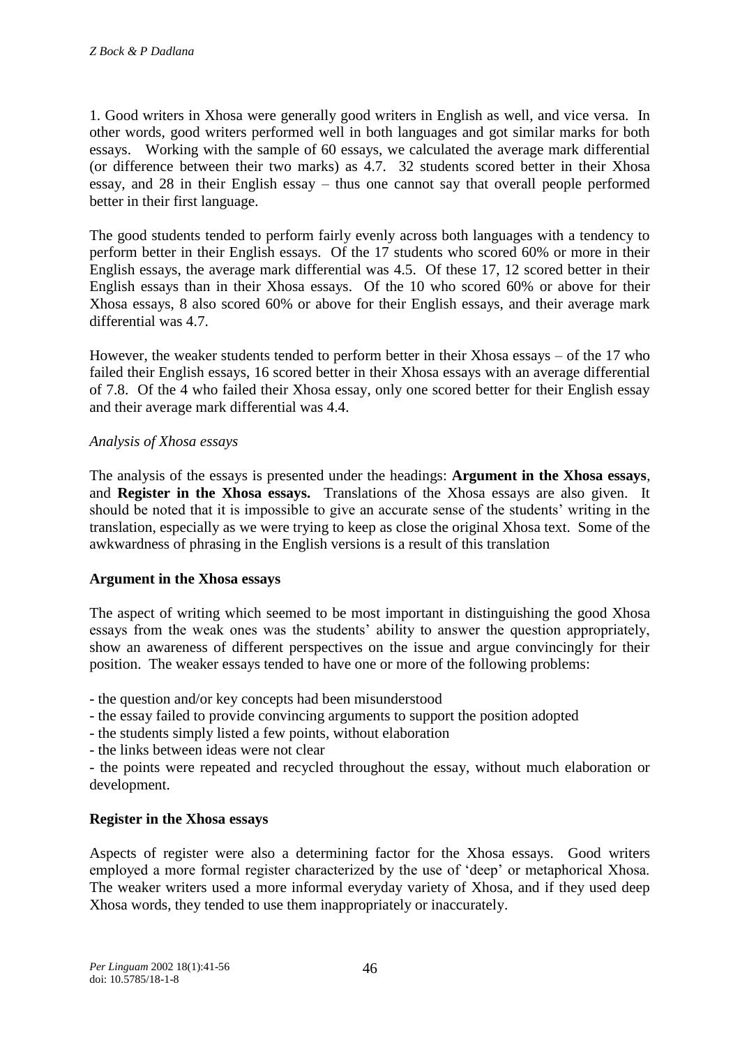1. Good writers in Xhosa were generally good writers in English as well, and vice versa. In other words, good writers performed well in both languages and got similar marks for both essays. Working with the sample of 60 essays, we calculated the average mark differential (or difference between their two marks) as 4.7. 32 students scored better in their Xhosa essay, and 28 in their English essay – thus one cannot say that overall people performed better in their first language.

The good students tended to perform fairly evenly across both languages with a tendency to perform better in their English essays. Of the 17 students who scored 60% or more in their English essays, the average mark differential was 4.5. Of these 17, 12 scored better in their English essays than in their Xhosa essays. Of the 10 who scored 60% or above for their Xhosa essays, 8 also scored 60% or above for their English essays, and their average mark differential was 4.7.

However, the weaker students tended to perform better in their Xhosa essays – of the 17 who failed their English essays, 16 scored better in their Xhosa essays with an average differential of 7.8. Of the 4 who failed their Xhosa essay, only one scored better for their English essay and their average mark differential was 4.4.

*Analysis of Xhosa essays*

The analysis of the essays is presented under the headings: **Argument in the Xhosa essays**, and **Register in the Xhosa essays.** Translations of the Xhosa essays are also given. It should be noted that it is impossible to give an accurate sense of the students' writing in the translation, especially as we were trying to keep as close the original Xhosa text. Some of the awkwardness of phrasing in the English versions is a result of this translation

**Argument in the Xhosa essays**

The aspect of writing which seemed to be most important in distinguishing the good Xhosa essays from the weak ones was the students' ability to answer the question appropriately, show an awareness of different perspectives on the issue and argue convincingly for their position. The weaker essays tended to have one or more of the following problems:

- the question and/or key concepts had been misunderstood
- the essay failed to provide convincing arguments to support the position adopted
- the students simply listed a few points, without elaboration
- the links between ideas were not clear
- the points were repeated and recycled throughout the essay, without much elaboration or development.

**Register in the Xhosa essays**

Aspects of register were also a determining factor for the Xhosa essays. Good writers employed a more formal register characterized by the use of 'deep' or metaphorical Xhosa. The weaker writers used a more informal everyday variety of Xhosa, and if they used deep Xhosa words, they tended to use them inappropriately or inaccurately.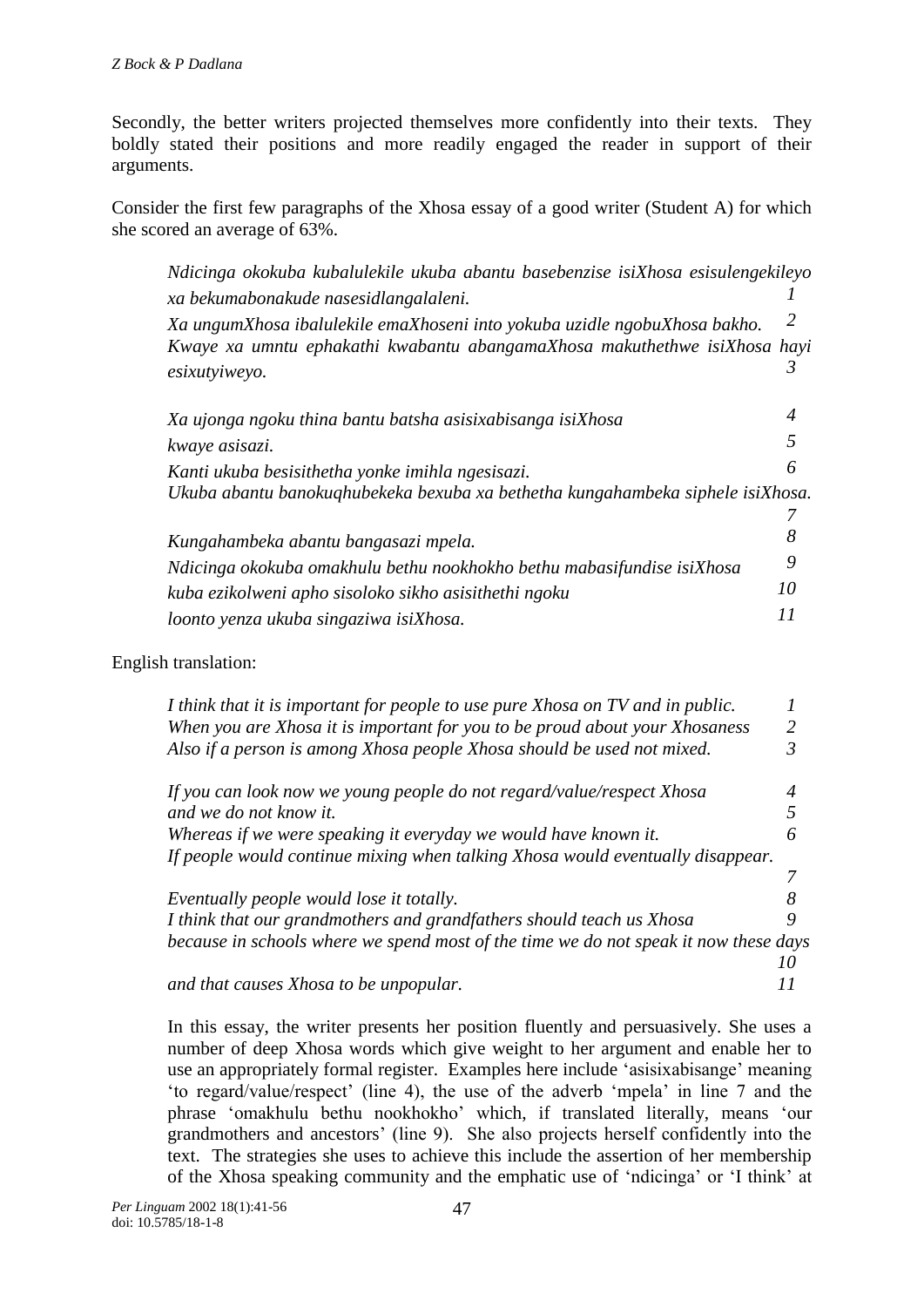Secondly, the better writers projected themselves more confidently into their texts. They boldly stated their positions and more readily engaged the reader in support of their arguments.

Consider the first few paragraphs of the Xhosa essay of a good writer (Student A) for which she scored an average of 63%.

> *Ndicinga okokuba kubalulekile ukuba abantu basebenzise isiXhosa esisulengekileyo xa bekumabonakude nasesidlangalaleni.* 1
> *Xa ungumXhosa ibalulekile emaXhoseni into yokuba uzidle ngobuXhosa bakho.* 2
> *Kwaye xa umntu ephakathi kwabantu abangamaXhosa makuthethwe isiXhosa hayi esixutyiweyo.* 3
>
> *Xa ujonga ngoku thina bantu batsha asisixabisanga isiXhosa* 4
> *kwaye asisazi.* 5
> *Kanti ukuba besisithetha yonke imihla ngesisazi.* 6
> *Ukuba abantu banokuqhubekeka bexuba xa bethetha kungahambeka siphele isiXhosa.* 7
> *Kungahambeka abantu bangasazi mpela.* 8
> *Ndicinga okokuba omakhulu bethu nookhokho bethu mabasifundise isiXhosa* 9
> *kuba ezikolweni apho sisoloko sikho asisithethi ngoku* 10
> *loonto yenza ukuba singaziwa isiXhosa.* 11

English translation:

> *I think that it is important for people to use pure Xhosa on TV and in public.* 1
> *When you are Xhosa it is important for you to be proud about your Xhosaness* 2
> *Also if a person is among Xhosa people Xhosa should be used not mixed.* 3
>
> *If you can look now we young people do not regard/value/respect Xhosa* 4
> *and we do not know it.* 5
> *Whereas if we were speaking it everyday we would have known it.* 6
> *If people would continue mixing when talking Xhosa would eventually disappear.* 7
> *Eventually people would lose it totally.* 8
> *I think that our grandmothers and grandfathers should teach us Xhosa* 9
> *because in schools where we spend most of the time we do not speak it now these days* 10
> *and that causes Xhosa to be unpopular.* 11

In this essay, the writer presents her position fluently and persuasively. She uses a number of deep Xhosa words which give weight to her argument and enable her to use an appropriately formal register. Examples here include 'asisixabisange' meaning 'to regard/value/respect' (line 4), the use of the adverb 'mpela' in line 7 and the phrase 'omakhulu bethu nookhokho' which, if translated literally, means 'our grandmothers and ancestors' (line 9). She also projects herself confidently into the text. The strategies she uses to achieve this include the assertion of her membership of the Xhosa speaking community and the emphatic use of 'ndicinga' or 'I think' at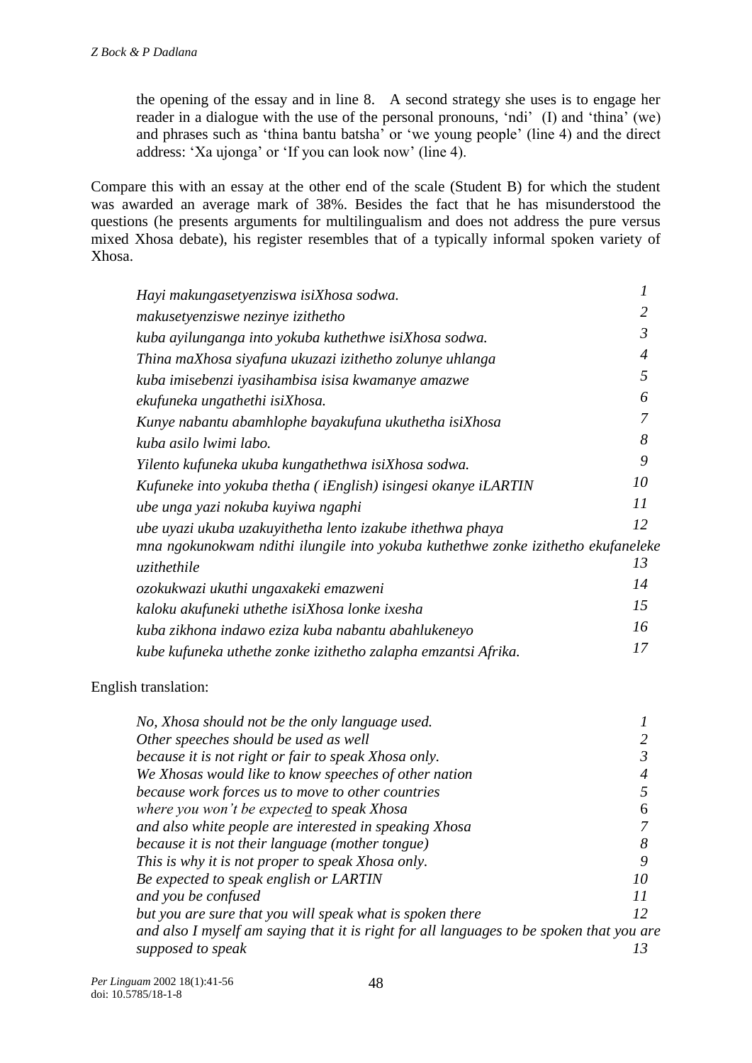the opening of the essay and in line 8. A second strategy she uses is to engage her reader in a dialogue with the use of the personal pronouns, 'ndi' (I) and 'thina' (we) and phrases such as 'thina bantu batsha' or 'we young people' (line 4) and the direct address: 'Xa ujonga' or 'If you can look now' (line 4).

Compare this with an essay at the other end of the scale (Student B) for which the student was awarded an average mark of 38%. Besides the fact that he has misunderstood the questions (he presents arguments for multilingualism and does not address the pure versus mixed Xhosa debate), his register resembles that of a typically informal spoken variety of Xhosa.

| | |
|---|---|
| *Hayi makungasetyenziswa isiXhosa sodwa.* | 1 |
| *makusetyenziswe nezinye izithetho* | 2 |
| *kuba ayilunganga into yokuba kuthethwe isiXhosa sodwa.* | 3 |
| *Thina maXhosa siyafuna ukuzazi izithetho zolunye uhlanga* | 4 |
| *kuba imisebenzi iyasihambisa isisa kwamanye amazwe* | 5 |
| *ekufuneka ungathethi isiXhosa.* | 6 |
| *Kunye nabantu abamhlophe bayakufuna ukuthetha isiXhosa* | 7 |
| *kuba asilo lwimi labo.* | 8 |
| *Yilento kufuneka ukuba kungathethwa isiXhosa sodwa.* | 9 |
| *Kufuneke into yokuba thetha ( iEnglish) isingesi okanye iLARTIN* | 10 |
| *ube unga yazi nokuba kuyiwa ngaphi* | 11 |
| *ube uyazi ukuba uzakuyithetha lento izakube ithethwa phaya* | 12 |
| *mna ngokunokwam ndithi ilungile into yokuba kuthethwe zonke izithetho ekufaneleke uzithethile* | 13 |
| *ozokukwazi ukuthi ungaxakeki emazweni* | 14 |
| *kaloku akufuneki uthethe isiXhosa lonke ixesha* | 15 |
| *kuba zikhona indawo eziza kuba nabantu abahlukeneyo* | 16 |
| *kube kufuneka uthethe zonke izithetho zalapha emzantsi Afrika.* | 17 |

English translation:

| | |
|---|---|
| *No, Xhosa should not be the only language used.* | 1 |
| *Other speeches should be used as well* | 2 |
| *because it is not right or fair to speak Xhosa only.* | 3 |
| *We Xhosas would like to know speeches of other nation* | 4 |
| *because work forces us to move to other countries* | 5 |
| *where you won't be expected to speak Xhosa* | 6 |
| *and also white people are interested in speaking Xhosa* | 7 |
| *because it is not their language (mother tongue)* | 8 |
| *This is why it is not proper to speak Xhosa only.* | 9 |
| *Be expected to speak english or LARTIN* | 10 |
| *and you be confused* | 11 |
| *but you are sure that you will speak what is spoken there* | 12 |
| *and also I myself am saying that it is right for all languages to be spoken that you are supposed to speak* | 13 |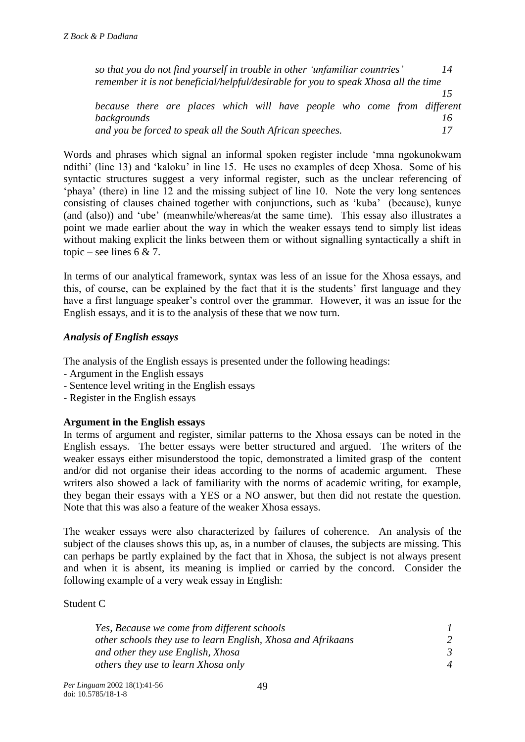*so that you do not find yourself in trouble in other 'unfamiliar countries'* 14
*remember it is not beneficial/helpful/desirable for you to speak Xhosa all the time* 15
*because there are places which will have people who come from different backgrounds* 16
*and you be forced to speak all the South African speeches.* 17

Words and phrases which signal an informal spoken register include 'mna ngokunokwam ndithi' (line 13) and 'kaloku' in line 15. He uses no examples of deep Xhosa. Some of his syntactic structures suggest a very informal register, such as the unclear referencing of 'phaya' (there) in line 12 and the missing subject of line 10. Note the very long sentences consisting of clauses chained together with conjunctions, such as 'kuba' (because), kunye (and (also)) and 'ube' (meanwhile/whereas/at the same time). This essay also illustrates a point we made earlier about the way in which the weaker essays tend to simply list ideas without making explicit the links between them or without signalling syntactically a shift in topic – see lines 6 & 7.

In terms of our analytical framework, syntax was less of an issue for the Xhosa essays, and this, of course, can be explained by the fact that it is the students' first language and they have a first language speaker's control over the grammar. However, it was an issue for the English essays, and it is to the analysis of these that we now turn.

### *Analysis of English essays*

The analysis of the English essays is presented under the following headings:
- Argument in the English essays
- Sentence level writing in the English essays
- Register in the English essays

**Argument in the English essays**

In terms of argument and register, similar patterns to the Xhosa essays can be noted in the English essays. The better essays were better structured and argued. The writers of the weaker essays either misunderstood the topic, demonstrated a limited grasp of the content and/or did not organise their ideas according to the norms of academic argument. These writers also showed a lack of familiarity with the norms of academic writing, for example, they began their essays with a YES or a NO answer, but then did not restate the question. Note that this was also a feature of the weaker Xhosa essays.

The weaker essays were also characterized by failures of coherence. An analysis of the subject of the clauses shows this up, as, in a number of clauses, the subjects are missing. This can perhaps be partly explained by the fact that in Xhosa, the subject is not always present and when it is absent, its meaning is implied or carried by the concord. Consider the following example of a very weak essay in English:

Student C

*Yes, Because we come from different schools* 1
*other schools they use to learn English, Xhosa and Afrikaans* 2
*and other they use English, Xhosa* 3
*others they use to learn Xhosa only* 4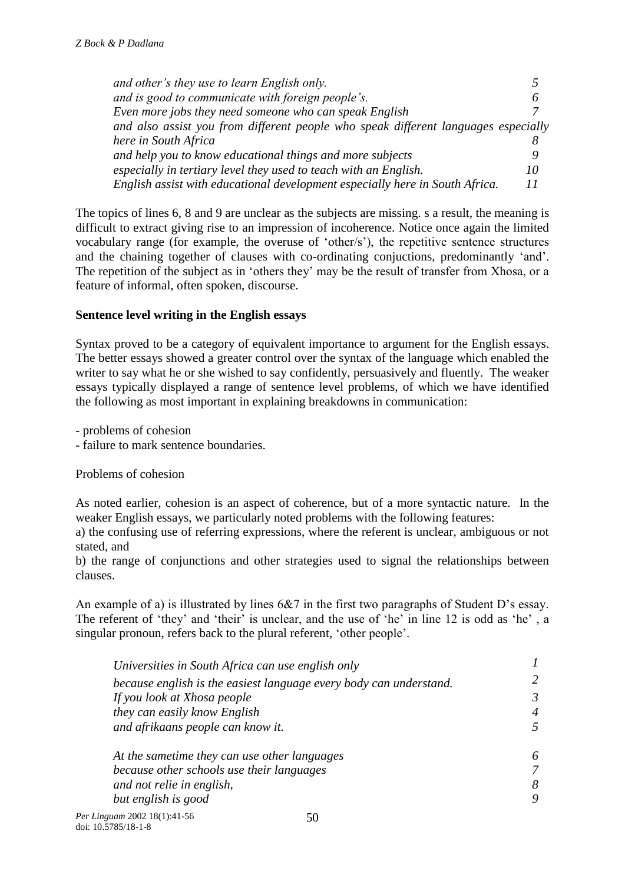*and other's they use to learn English only.* 5
*and is good to communicate with foreign people's.* 6
*Even more jobs they need someone who can speak English* 7
*and also assist you from different people who speak different languages especially here in South Africa* 8
*and help you to know educational things and more subjects* 9
*especially in tertiary level they used to teach with an English.* 10
*English assist with educational development especially here in South Africa.* 11

The topics of lines 6, 8 and 9 are unclear as the subjects are missing. s a result, the meaning is difficult to extract giving rise to an impression of incoherence. Notice once again the limited vocabulary range (for example, the overuse of 'other/s'), the repetitive sentence structures and the chaining together of clauses with co-ordinating conjuctions, predominantly 'and'. The repetition of the subject as in 'others they' may be the result of transfer from Xhosa, or a feature of informal, often spoken, discourse.

**Sentence level writing in the English essays**

Syntax proved to be a category of equivalent importance to argument for the English essays. The better essays showed a greater control over the syntax of the language which enabled the writer to say what he or she wished to say confidently, persuasively and fluently. The weaker essays typically displayed a range of sentence level problems, of which we have identified the following as most important in explaining breakdowns in communication:

- problems of cohesion
- failure to mark sentence boundaries.

Problems of cohesion

As noted earlier, cohesion is an aspect of coherence, but of a more syntactic nature. In the weaker English essays, we particularly noted problems with the following features:

a) the confusing use of referring expressions, where the referent is unclear, ambiguous or not stated, and

b) the range of conjunctions and other strategies used to signal the relationships between clauses.

An example of a) is illustrated by lines 6&7 in the first two paragraphs of Student D's essay. The referent of 'they' and 'their' is unclear, and the use of 'he' in line 12 is odd as 'he' , a singular pronoun, refers back to the plural referent, 'other people'.

*Universities in South Africa can use english only* 1
*because english is the easiest language every body can understand.* 2
*If you look at Xhosa people* 3
*they can easily know English* 4
*and afrikaans people can know it.* 5

*At the sametime they can use other languages* 6
*because other schools use their languages* 7
*and not relie in english,* 8
*but english is good* 9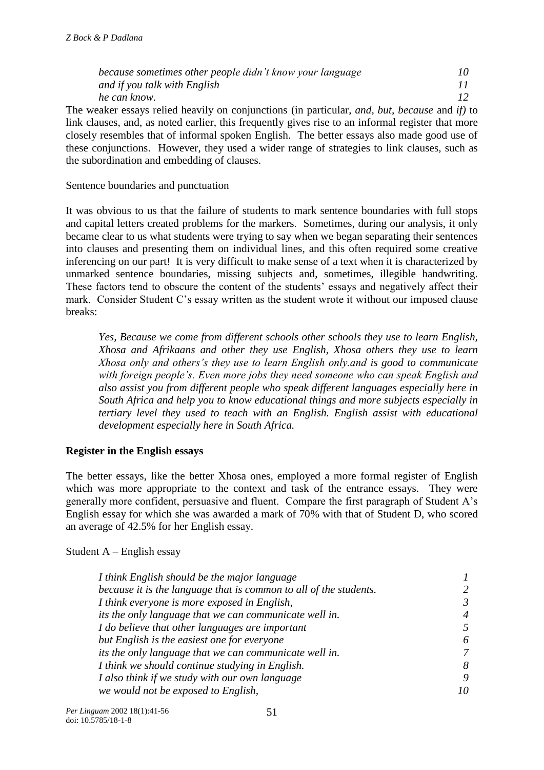*because sometimes other people didn't know your language* 10
*and if you talk with English* 11
*he can know.* 12

The weaker essays relied heavily on conjunctions (in particular, *and, but, because* and *if)* to link clauses, and, as noted earlier, this frequently gives rise to an informal register that more closely resembles that of informal spoken English. The better essays also made good use of these conjunctions. However, they used a wider range of strategies to link clauses, such as the subordination and embedding of clauses.

Sentence boundaries and punctuation

It was obvious to us that the failure of students to mark sentence boundaries with full stops and capital letters created problems for the markers. Sometimes, during our analysis, it only became clear to us what students were trying to say when we began separating their sentences into clauses and presenting them on individual lines, and this often required some creative inferencing on our part! It is very difficult to make sense of a text when it is characterized by unmarked sentence boundaries, missing subjects and, sometimes, illegible handwriting. These factors tend to obscure the content of the students' essays and negatively affect their mark. Consider Student C's essay written as the student wrote it without our imposed clause breaks:

> *Yes, Because we come from different schools other schools they use to learn English, Xhosa and Afrikaans and other they use English, Xhosa others they use to learn Xhosa only and others's they use to learn English only.and is good to communicate with foreign people's. Even more jobs they need someone who can speak English and also assist you from different people who speak different languages especially here in South Africa and help you to know educational things and more subjects especially in tertiary level they used to teach with an English. English assist with educational development especially here in South Africa.*

**Register in the English essays**

The better essays, like the better Xhosa ones, employed a more formal register of English which was more appropriate to the context and task of the entrance essays. They were generally more confident, persuasive and fluent. Compare the first paragraph of Student A's English essay for which she was awarded a mark of 70% with that of Student D, who scored an average of 42.5% for her English essay.

Student A – English essay

*I think English should be the major language* 1
*because it is the language that is common to all of the students.* 2
*I think everyone is more exposed in English,* 3
*its the only language that we can communicate well in.* 4
*I do believe that other languages are important* 5
*but English is the easiest one for everyone* 6
*its the only language that we can communicate well in.* 7
*I think we should continue studying in English.* 8
*I also think if we study with our own language* 9
*we would not be exposed to English,* 10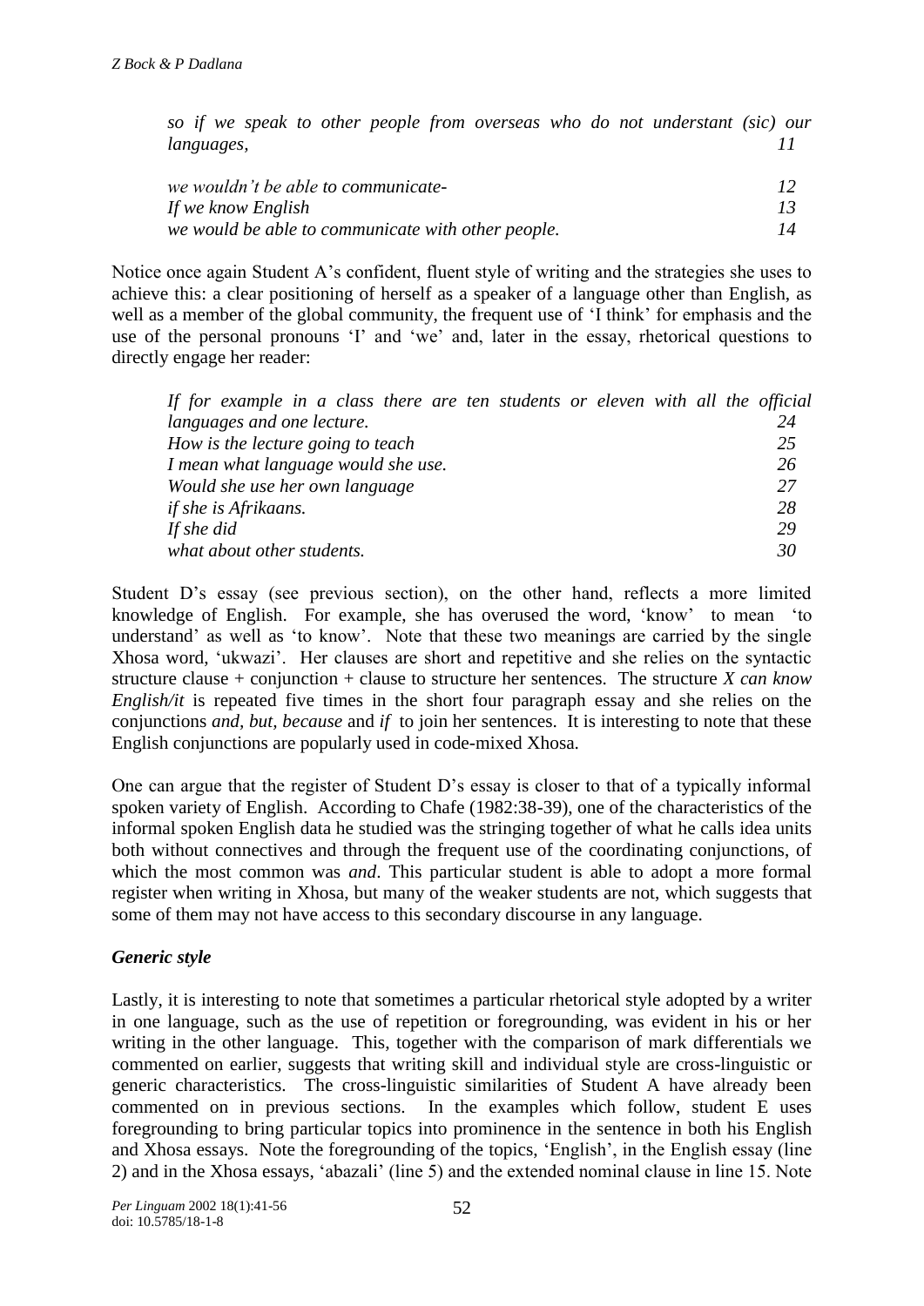*so if we speak to other people from overseas who do not understant (sic) our languages,* 11

*we wouldn't be able to communicate-* 12
*If we know English* 13
*we would be able to communicate with other people.* 14

Notice once again Student A's confident, fluent style of writing and the strategies she uses to achieve this: a clear positioning of herself as a speaker of a language other than English, as well as a member of the global community, the frequent use of 'I think' for emphasis and the use of the personal pronouns 'I' and 'we' and, later in the essay, rhetorical questions to directly engage her reader:

*If for example in a class there are ten students or eleven with all the official languages and one lecture.* 24
*How is the lecture going to teach* 25
*I mean what language would she use.* 26
*Would she use her own language* 27
*if she is Afrikaans.* 28
*If she did* 29
*what about other students.* 30

Student D's essay (see previous section), on the other hand, reflects a more limited knowledge of English. For example, she has overused the word, 'know' to mean 'to understand' as well as 'to know'. Note that these two meanings are carried by the single Xhosa word, 'ukwazi'. Her clauses are short and repetitive and she relies on the syntactic structure clause + conjunction + clause to structure her sentences. The structure *X can know English/it* is repeated five times in the short four paragraph essay and she relies on the conjunctions *and, but, because* and *if* to join her sentences. It is interesting to note that these English conjunctions are popularly used in code-mixed Xhosa.

One can argue that the register of Student D's essay is closer to that of a typically informal spoken variety of English. According to Chafe (1982:38-39), one of the characteristics of the informal spoken English data he studied was the stringing together of what he calls idea units both without connectives and through the frequent use of the coordinating conjunctions, of which the most common was *and*. This particular student is able to adopt a more formal register when writing in Xhosa, but many of the weaker students are not, which suggests that some of them may not have access to this secondary discourse in any language.

### *Generic style*

Lastly, it is interesting to note that sometimes a particular rhetorical style adopted by a writer in one language, such as the use of repetition or foregrounding, was evident in his or her writing in the other language. This, together with the comparison of mark differentials we commented on earlier, suggests that writing skill and individual style are cross-linguistic or generic characteristics. The cross-linguistic similarities of Student A have already been commented on in previous sections. In the examples which follow, student E uses foregrounding to bring particular topics into prominence in the sentence in both his English and Xhosa essays. Note the foregrounding of the topics, 'English', in the English essay (line 2) and in the Xhosa essays, 'abazali' (line 5) and the extended nominal clause in line 15. Note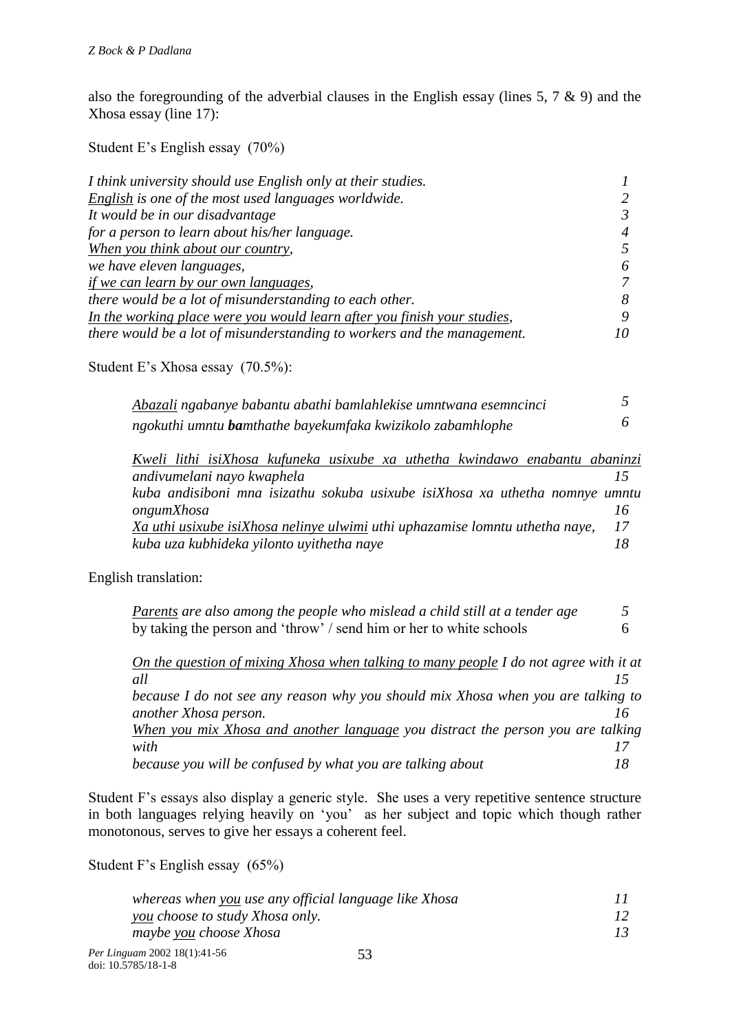also the foregrounding of the adverbial clauses in the English essay (lines 5, 7 & 9) and the Xhosa essay (line 17):

Student E's English essay (70%)

| | |
|---|---|
| *I think university should use English only at their studies.* | *1* |
| *<u>English</u> is one of the most used languages worldwide.* | *2* |
| *It would be in our disadvantage* | *3* |
| *for a person to learn about his/her language.* | *4* |
| *<u>When you think about our country</u>,* | *5* |
| *we have eleven languages,* | *6* |
| *<u>if we can learn by our own languages</u>,* | *7* |
| *there would be a lot of misunderstanding to each other.* | *8* |
| *<u>In the working place were you would learn after you finish your studies</u>,* | *9* |
| *there would be a lot of misunderstanding to workers and the management.* | *10* |

Student E's Xhosa essay (70.5%):

| | |
|---|---|
| *<u>Abazali</u> ngabanye babantu abathi bamlahlekise umntwana esemncinci* | *5* |
| *ngokuthi umntu **ba**mthathe bayekumfaka kwizikolo zabamhlophe* | *6* |

| | |
|---|---|
| *<u>Kweli lithi isiXhosa kufuneka usixube xa uthetha kwindawo enabantu abaninzi</u> andivumelani nayo kwaphela* | *15* |
| *kuba andisiboni mna isizathu sokuba usixube isiXhosa xa uthetha nomnye umntu ongumXhosa* | *16* |
| *<u>Xa uthi usixube isiXhosa nelinye ulwimi</u> uthi uphazamise lomntu uthetha naye,* | *17* |
| *kuba uza kubhideka yilonto uyithetha naye* | *18* |

English translation:

| | |
|---|---|
| *<u>Parents</u> are also among the people who mislead a child still at a tender age* | *5* |
| by taking the person and 'throw' / send him or her to white schools | 6 |

| | |
|---|---|
| *<u>On the question of mixing Xhosa when talking to many people</u> I do not agree with it at all* | *15* |
| *because I do not see any reason why you should mix Xhosa when you are talking to another Xhosa person.* | *16* |
| *<u>When you mix Xhosa and another language</u> you distract the person you are talking with* | *17* |
| *because you will be confused by what you are talking about* | *18* |

Student F's essays also display a generic style. She uses a very repetitive sentence structure in both languages relying heavily on 'you' as her subject and topic which though rather monotonous, serves to give her essays a coherent feel.

Student F's English essay (65%)

| | |
|---|---|
| *whereas when <u>you</u> use any official language like Xhosa* | *11* |
| *<u>you</u> choose to study Xhosa only.* | *12* |
| *maybe <u>you</u> choose Xhosa* | *13* |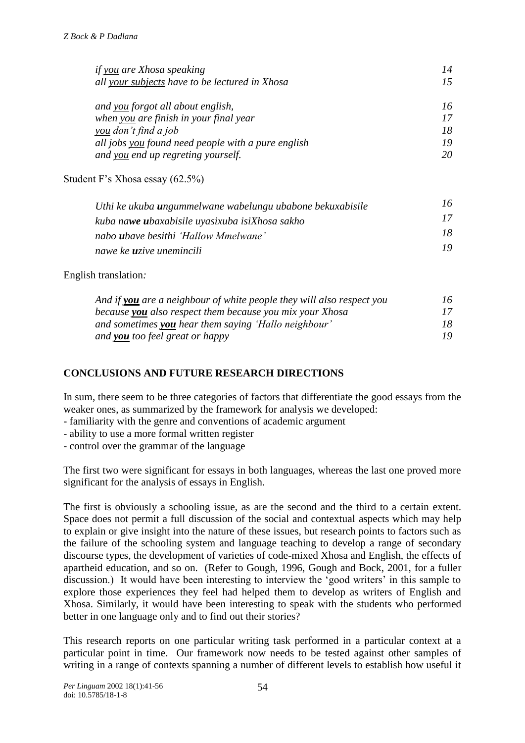*if <u>you</u> are Xhosa speaking* 14
*all <u>your subjects</u> have to be lectured in Xhosa* 15

*and <u>you</u> forgot all about english,* 16
*when <u>you</u> are finish in your final year* 17
*<u>you</u> don't find a job* 18
*all jobs <u>you</u> found need people with a pure english* 19
*and <u>you</u> end up regreting yourself.* 20

Student F's Xhosa essay (62.5%)

*Uthi ke ukuba **u**ngummelwane wabelungu ubabone bekuxabisile* 16
*kuba na**we u**baxabisile uyasixuba isiXhosa sakho* 17
*nabo **u**bave besithi 'Hallow Mmelwane'* 18
*nawe ke **u**zive unemincili* 19

English translation*:*

*And if **<u>you</u>** are a neighbour of white people they will also respect you* 16
*because **<u>you</u>** also respect them because you mix your Xhosa* 17
*and sometimes **<u>you</u>** hear them saying 'Hallo neighbour'* 18
*and **<u>you</u>** too feel great or happy* 19

## CONCLUSIONS AND FUTURE RESEARCH DIRECTIONS

In sum, there seem to be three categories of factors that differentiate the good essays from the weaker ones, as summarized by the framework for analysis we developed:

- familiarity with the genre and conventions of academic argument
- ability to use a more formal written register
- control over the grammar of the language

The first two were significant for essays in both languages, whereas the last one proved more significant for the analysis of essays in English.

The first is obviously a schooling issue, as are the second and the third to a certain extent. Space does not permit a full discussion of the social and contextual aspects which may help to explain or give insight into the nature of these issues, but research points to factors such as the failure of the schooling system and language teaching to develop a range of secondary discourse types, the development of varieties of code-mixed Xhosa and English, the effects of apartheid education, and so on. (Refer to Gough, 1996, Gough and Bock, 2001, for a fuller discussion.) It would have been interesting to interview the 'good writers' in this sample to explore those experiences they feel had helped them to develop as writers of English and Xhosa. Similarly, it would have been interesting to speak with the students who performed better in one language only and to find out their stories?

This research reports on one particular writing task performed in a particular context at a particular point in time. Our framework now needs to be tested against other samples of writing in a range of contexts spanning a number of different levels to establish how useful it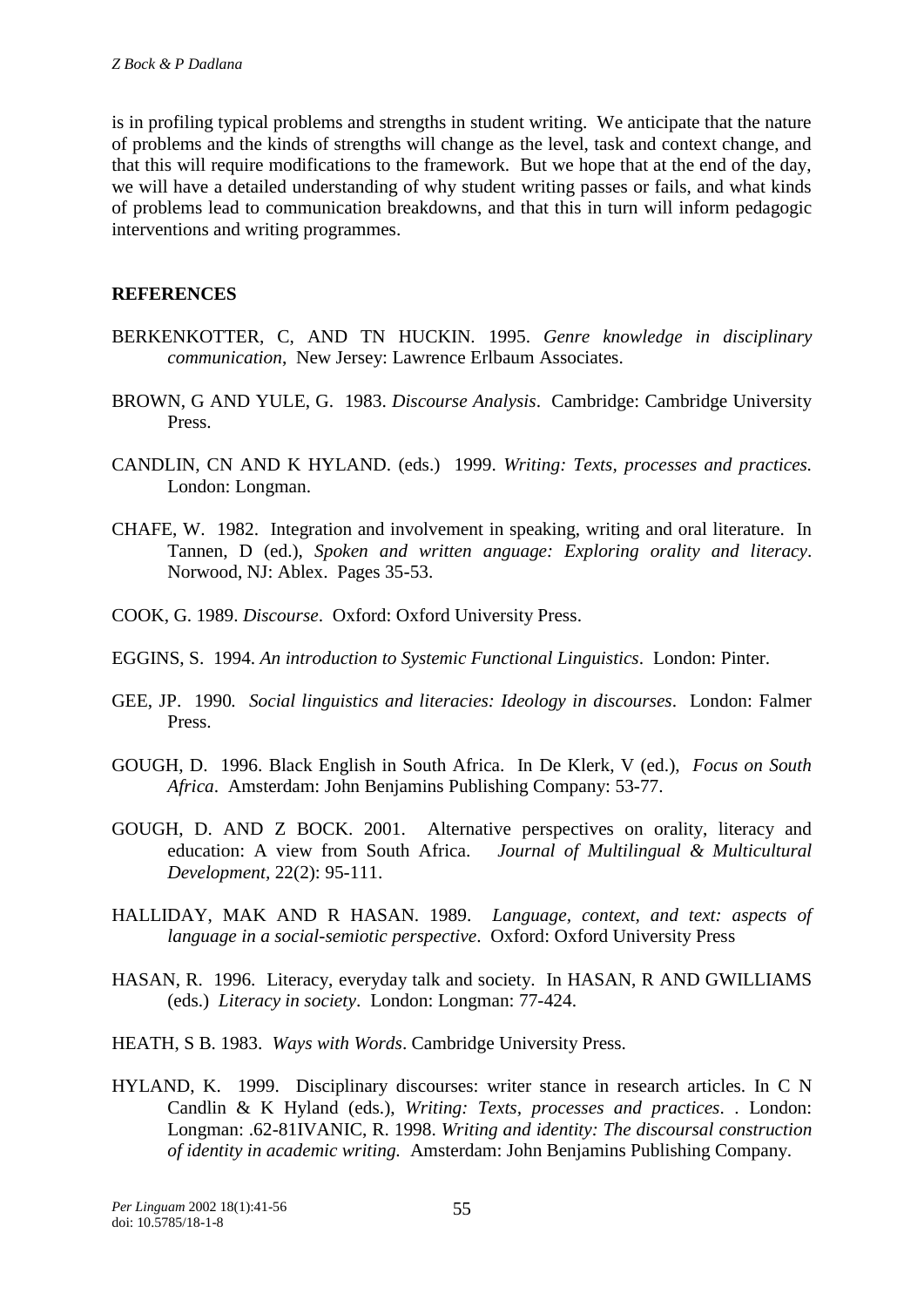is in profiling typical problems and strengths in student writing. We anticipate that the nature of problems and the kinds of strengths will change as the level, task and context change, and that this will require modifications to the framework. But we hope that at the end of the day, we will have a detailed understanding of why student writing passes or fails, and what kinds of problems lead to communication breakdowns, and that this in turn will inform pedagogic interventions and writing programmes.

## REFERENCES

BERKENKOTTER, C, AND TN HUCKIN. 1995. *Genre knowledge in disciplinary communication*, New Jersey: Lawrence Erlbaum Associates.

BROWN, G AND YULE, G. 1983. *Discourse Analysis*. Cambridge: Cambridge University Press.

CANDLIN, CN AND K HYLAND. (eds.) 1999. *Writing: Texts, processes and practices.* London: Longman.

CHAFE, W. 1982. Integration and involvement in speaking, writing and oral literature. In Tannen, D (ed.), *Spoken and written anguage: Exploring orality and literacy*. Norwood, NJ: Ablex. Pages 35-53.

COOK, G. 1989. *Discourse*. Oxford: Oxford University Press.

EGGINS, S. 1994. *An introduction to Systemic Functional Linguistics*. London: Pinter.

GEE, JP. 1990*. Social linguistics and literacies: Ideology in discourses*. London: Falmer Press.

GOUGH, D. 1996. Black English in South Africa. In De Klerk, V (ed.), *Focus on South Africa*. Amsterdam: John Benjamins Publishing Company: 53-77.

GOUGH, D. AND Z BOCK. 2001. Alternative perspectives on orality, literacy and education: A view from South Africa. *Journal of Multilingual & Multicultural Development*, 22(2): 95-111.

HALLIDAY, MAK AND R HASAN. 1989. *Language, context, and text: aspects of language in a social-semiotic perspective*. Oxford: Oxford University Press

HASAN, R. 1996. Literacy, everyday talk and society. In HASAN, R AND GWILLIAMS (eds.) *Literacy in society*. London: Longman: 77-424.

HEATH, S B. 1983. *Ways with Words*. Cambridge University Press.

HYLAND, K. 1999. Disciplinary discourses: writer stance in research articles. In C N Candlin & K Hyland (eds.), *Writing: Texts, processes and practices*. . London: Longman: .62-81IVANIC, R. 1998. *Writing and identity: The discoursal construction of identity in academic writing.* Amsterdam: John Benjamins Publishing Company.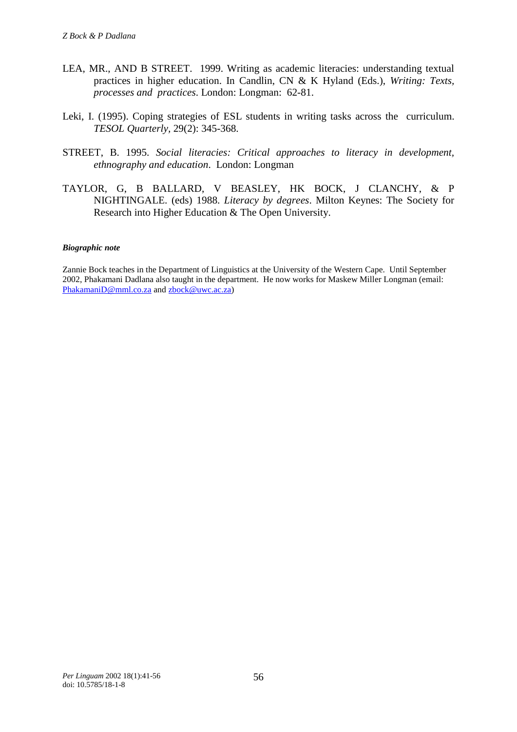LEA, MR., AND B STREET. 1999. Writing as academic literacies: understanding textual practices in higher education. In Candlin, CN & K Hyland (Eds.), *Writing: Texts, processes and practices*. London: Longman: 62-81.

Leki, I. (1995). Coping strategies of ESL students in writing tasks across the curriculum. *TESOL Quarterly*, 29(2): 345-368.

STREET, B. 1995. *Social literacies: Critical approaches to literacy in development, ethnography and education*. London: Longman

TAYLOR, G, B BALLARD, V BEASLEY, HK BOCK, J CLANCHY, & P NIGHTINGALE. (eds) 1988. *Literacy by degrees*. Milton Keynes: The Society for Research into Higher Education & The Open University.

***Biographic note***

Zannie Bock teaches in the Department of Linguistics at the University of the Western Cape. Until September 2002, Phakamani Dadlana also taught in the department. He now works for Maskew Miller Longman (email: PhakamaniD@mml.co.za and zbock@uwc.ac.za)